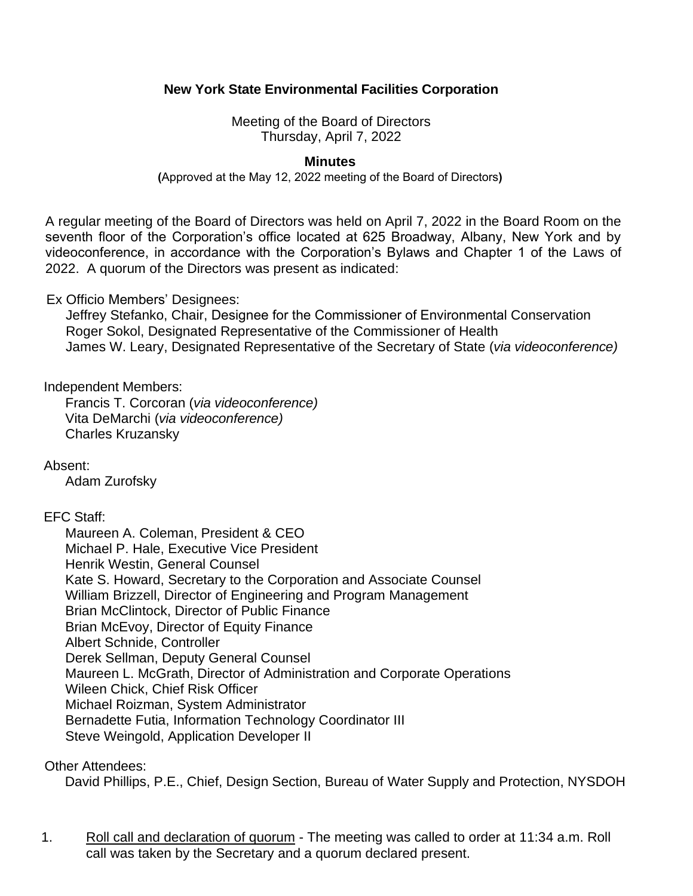# New York State Environmental Facilities Corporation

Meeting of the Board of Directors
Thursday, April 7, 2022

## Minutes

(Approved at the May 12, 2022 meeting of the Board of Directors)

A regular meeting of the Board of Directors was held on April 7, 2022 in the Board Room on the seventh floor of the Corporation's office located at 625 Broadway, Albany, New York and by videoconference, in accordance with the Corporation's Bylaws and Chapter 1 of the Laws of 2022. A quorum of the Directors was present as indicated:

Ex Officio Members' Designees:
- Jeffrey Stefanko, Chair, Designee for the Commissioner of Environmental Conservation
- Roger Sokol, Designated Representative of the Commissioner of Health
- James W. Leary, Designated Representative of the Secretary of State (*via videoconference)*

Independent Members:
- Francis T. Corcoran (*via videoconference)*
- Vita DeMarchi (*via videoconference)*
- Charles Kruzansky

Absent:
- Adam Zurofsky

EFC Staff:
- Maureen A. Coleman, President & CEO
- Michael P. Hale, Executive Vice President
- Henrik Westin, General Counsel
- Kate S. Howard, Secretary to the Corporation and Associate Counsel
- William Brizzell, Director of Engineering and Program Management
- Brian McClintock, Director of Public Finance
- Brian McEvoy, Director of Equity Finance
- Albert Schnide, Controller
- Derek Sellman, Deputy General Counsel
- Maureen L. McGrath, Director of Administration and Corporate Operations
- Wileen Chick, Chief Risk Officer
- Michael Roizman, System Administrator
- Bernadette Futia, Information Technology Coordinator III
- Steve Weingold, Application Developer II

Other Attendees:
- David Phillips, P.E., Chief, Design Section, Bureau of Water Supply and Protection, NYSDOH

1. Roll call and declaration of quorum - The meeting was called to order at 11:34 a.m. Roll call was taken by the Secretary and a quorum declared present.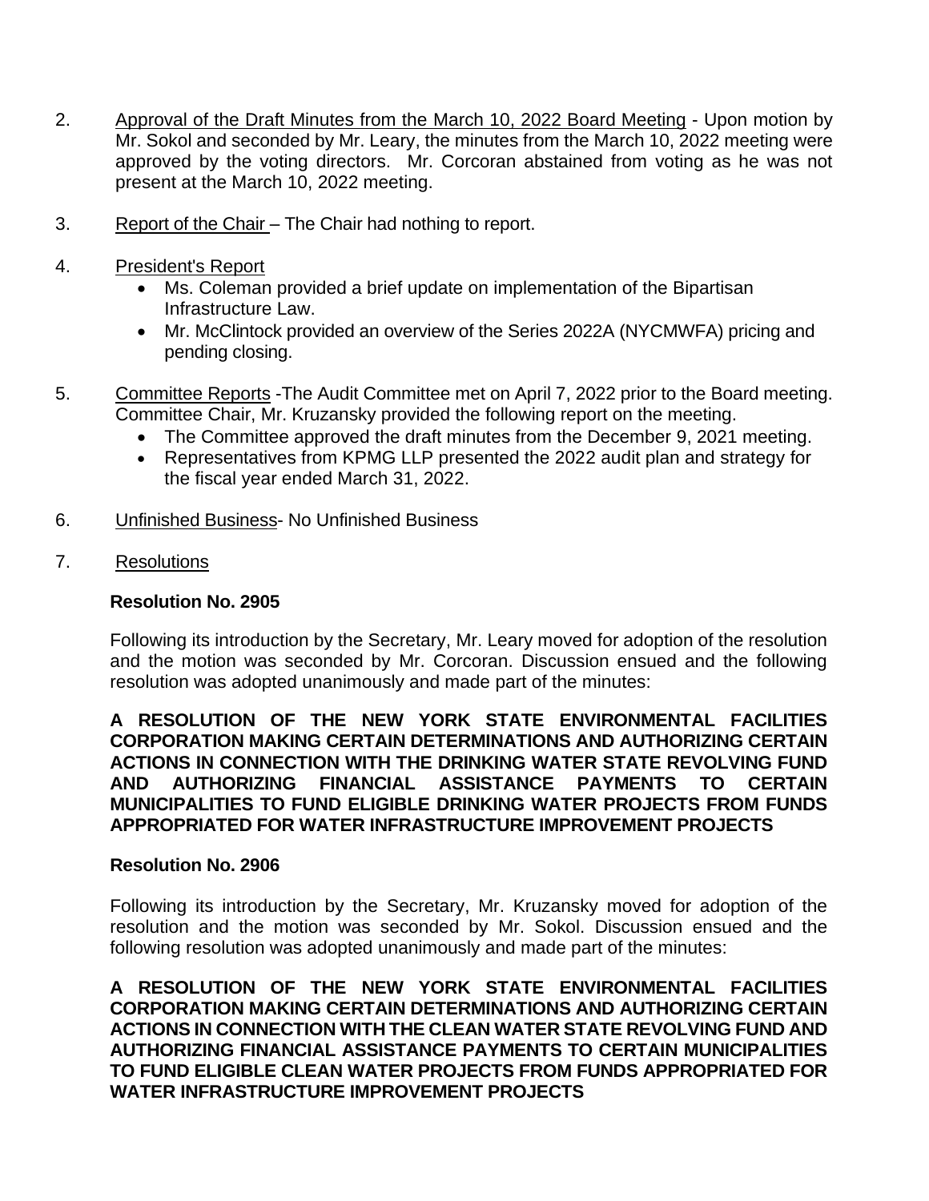2. Approval of the Draft Minutes from the March 10, 2022 Board Meeting - Upon motion by Mr. Sokol and seconded by Mr. Leary, the minutes from the March 10, 2022 meeting were approved by the voting directors. Mr. Corcoran abstained from voting as he was not present at the March 10, 2022 meeting.

3. Report of the Chair – The Chair had nothing to report.

4. President's Report
   - Ms. Coleman provided a brief update on implementation of the Bipartisan Infrastructure Law.
   - Mr. McClintock provided an overview of the Series 2022A (NYCMWFA) pricing and pending closing.

5. Committee Reports -The Audit Committee met on April 7, 2022 prior to the Board meeting. Committee Chair, Mr. Kruzansky provided the following report on the meeting.
   - The Committee approved the draft minutes from the December 9, 2021 meeting.
   - Representatives from KPMG LLP presented the 2022 audit plan and strategy for the fiscal year ended March 31, 2022.

6. Unfinished Business- No Unfinished Business

7. Resolutions

**Resolution No. 2905**

Following its introduction by the Secretary, Mr. Leary moved for adoption of the resolution and the motion was seconded by Mr. Corcoran. Discussion ensued and the following resolution was adopted unanimously and made part of the minutes:

**A RESOLUTION OF THE NEW YORK STATE ENVIRONMENTAL FACILITIES CORPORATION MAKING CERTAIN DETERMINATIONS AND AUTHORIZING CERTAIN ACTIONS IN CONNECTION WITH THE DRINKING WATER STATE REVOLVING FUND AND AUTHORIZING FINANCIAL ASSISTANCE PAYMENTS TO CERTAIN MUNICIPALITIES TO FUND ELIGIBLE DRINKING WATER PROJECTS FROM FUNDS APPROPRIATED FOR WATER INFRASTRUCTURE IMPROVEMENT PROJECTS**

**Resolution No. 2906**

Following its introduction by the Secretary, Mr. Kruzansky moved for adoption of the resolution and the motion was seconded by Mr. Sokol. Discussion ensued and the following resolution was adopted unanimously and made part of the minutes:

**A RESOLUTION OF THE NEW YORK STATE ENVIRONMENTAL FACILITIES CORPORATION MAKING CERTAIN DETERMINATIONS AND AUTHORIZING CERTAIN ACTIONS IN CONNECTION WITH THE CLEAN WATER STATE REVOLVING FUND AND AUTHORIZING FINANCIAL ASSISTANCE PAYMENTS TO CERTAIN MUNICIPALITIES TO FUND ELIGIBLE CLEAN WATER PROJECTS FROM FUNDS APPROPRIATED FOR WATER INFRASTRUCTURE IMPROVEMENT PROJECTS**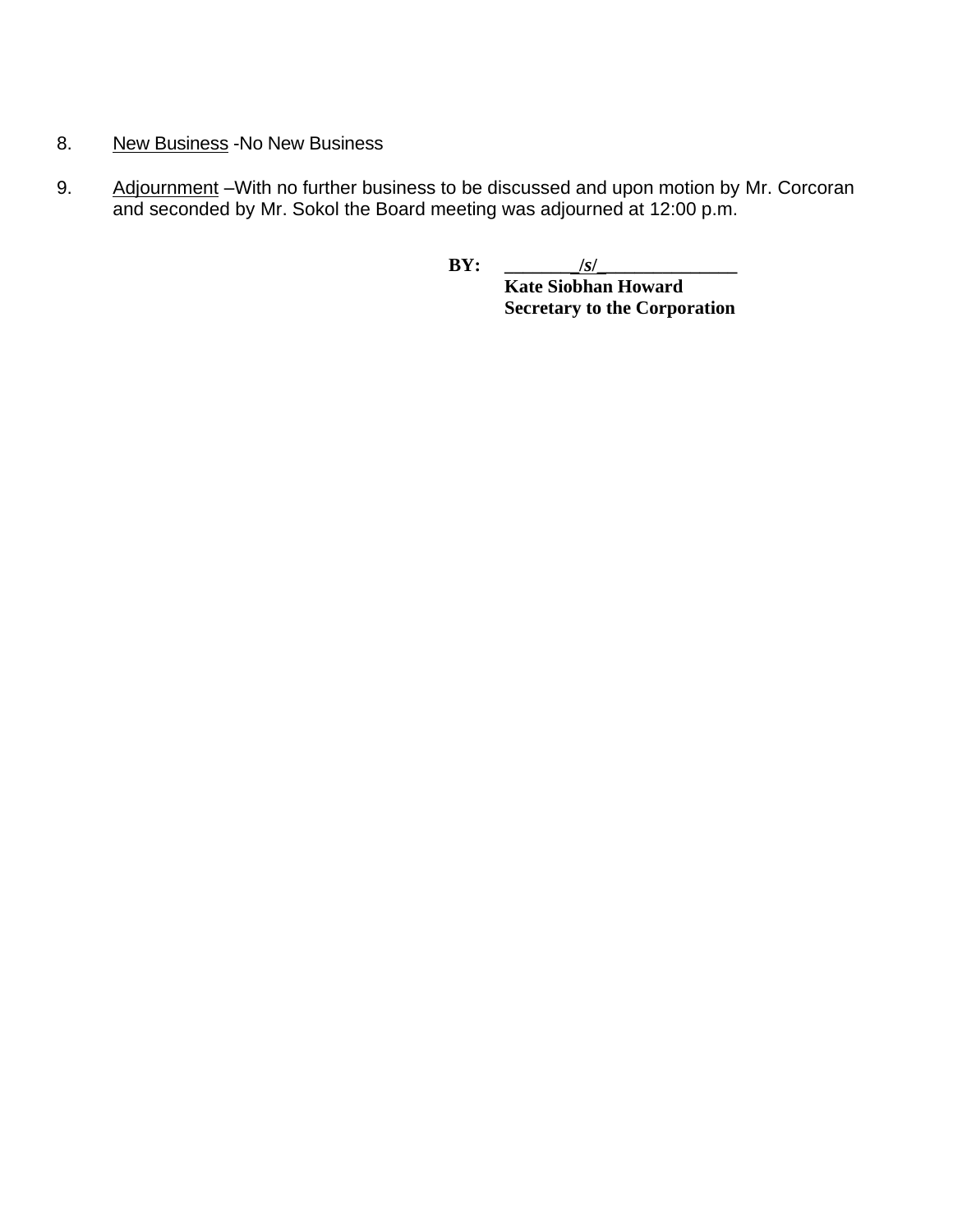8. New Business -No New Business

9. Adjournment –With no further business to be discussed and upon motion by Mr. Corcoran and seconded by Mr. Sokol the Board meeting was adjourned at 12:00 p.m.

**BY:** ________/s/_______________
**Kate Siobhan Howard**
**Secretary to the Corporation**